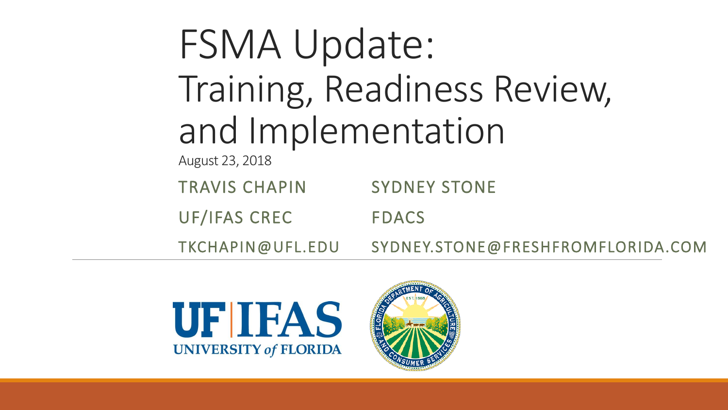# FSMA Update: Training, Readiness Review, and Implementation

August 23, 2018

TRAVIS CHAPIN
UF/IFAS CREC
TKCHAPIN@UFL.EDU

SYDNEY STONE
FDACS
SYDNEY.STONE@FRESHFROMFLORIDA.COM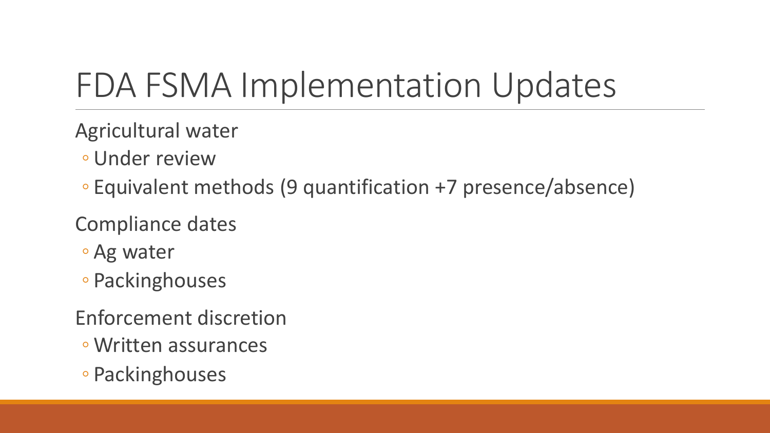# FDA FSMA Implementation Updates

Agricultural water

- Under review
- Equivalent methods (9 quantification +7 presence/absence)

Compliance dates

- Ag water
- Packinghouses

Enforcement discretion

- Written assurances
- Packinghouses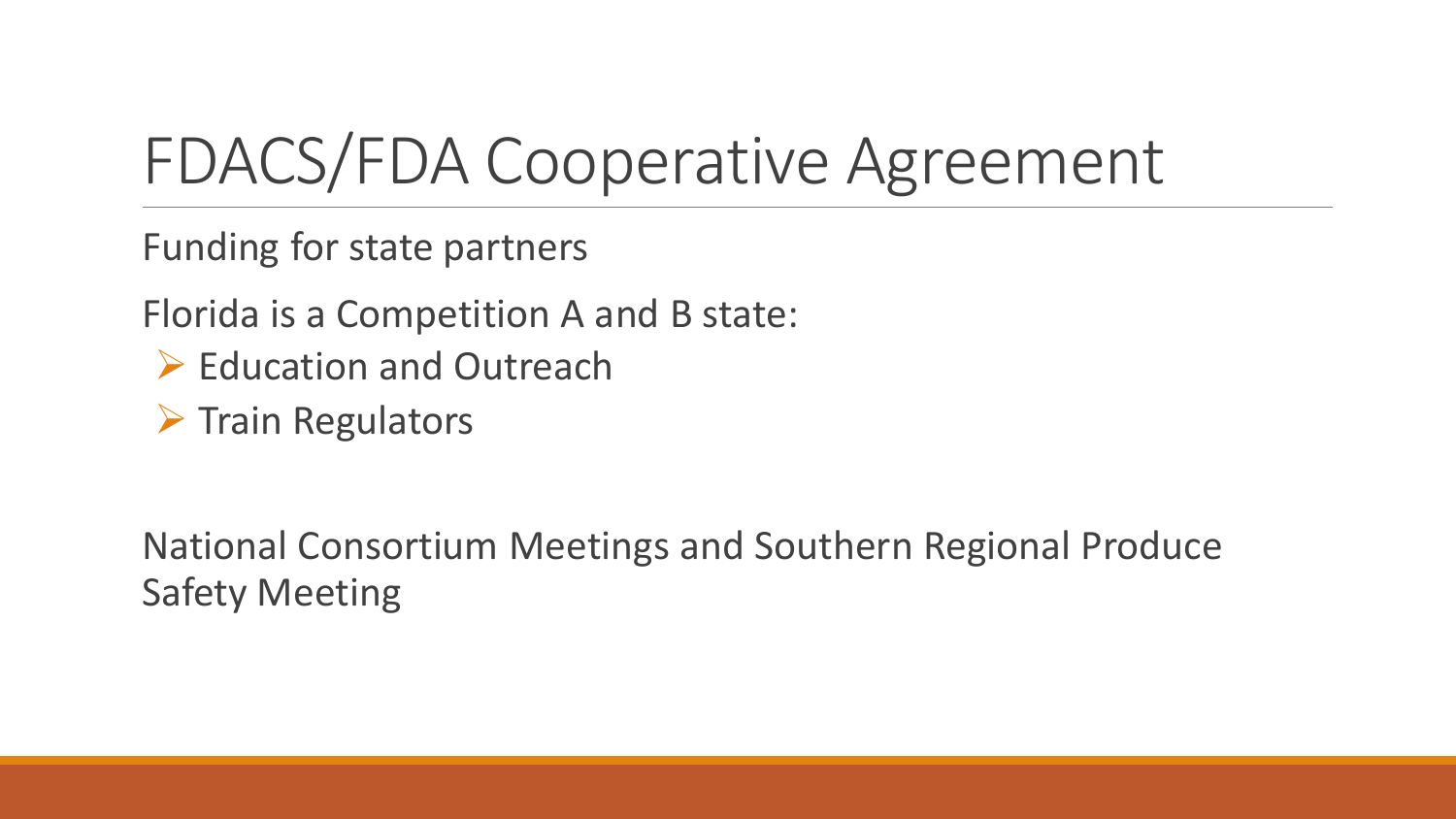# FDACS/FDA Cooperative Agreement

Funding for state partners

Florida is a Competition A and B state:

- Education and Outreach
- Train Regulators

National Consortium Meetings and Southern Regional Produce Safety Meeting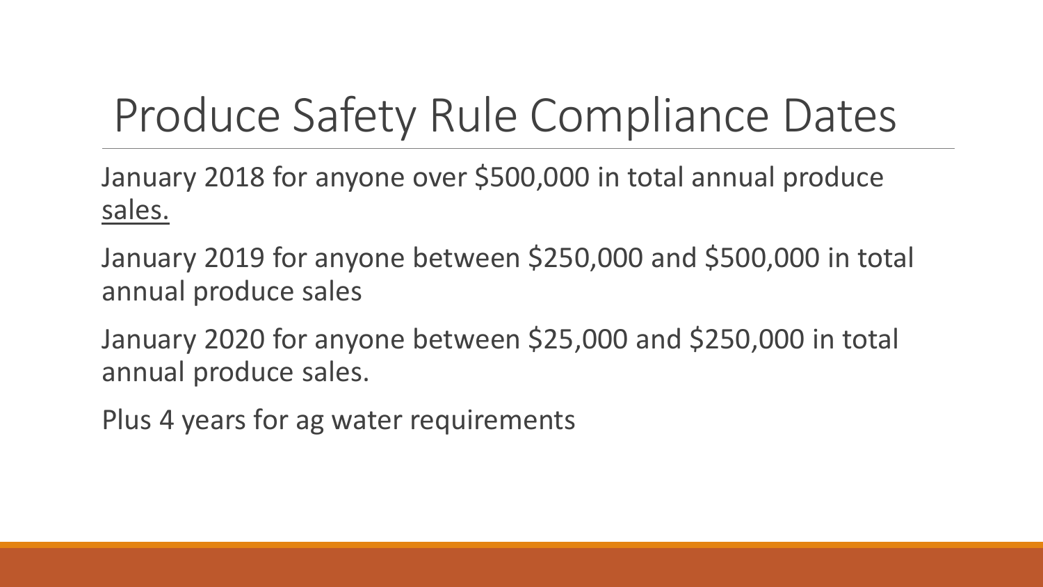# Produce Safety Rule Compliance Dates

January 2018 for anyone over $500,000 in total annual produce sales.

January 2019 for anyone between $250,000 and $500,000 in total annual produce sales

January 2020 for anyone between $25,000 and $250,000 in total annual produce sales.

Plus 4 years for ag water requirements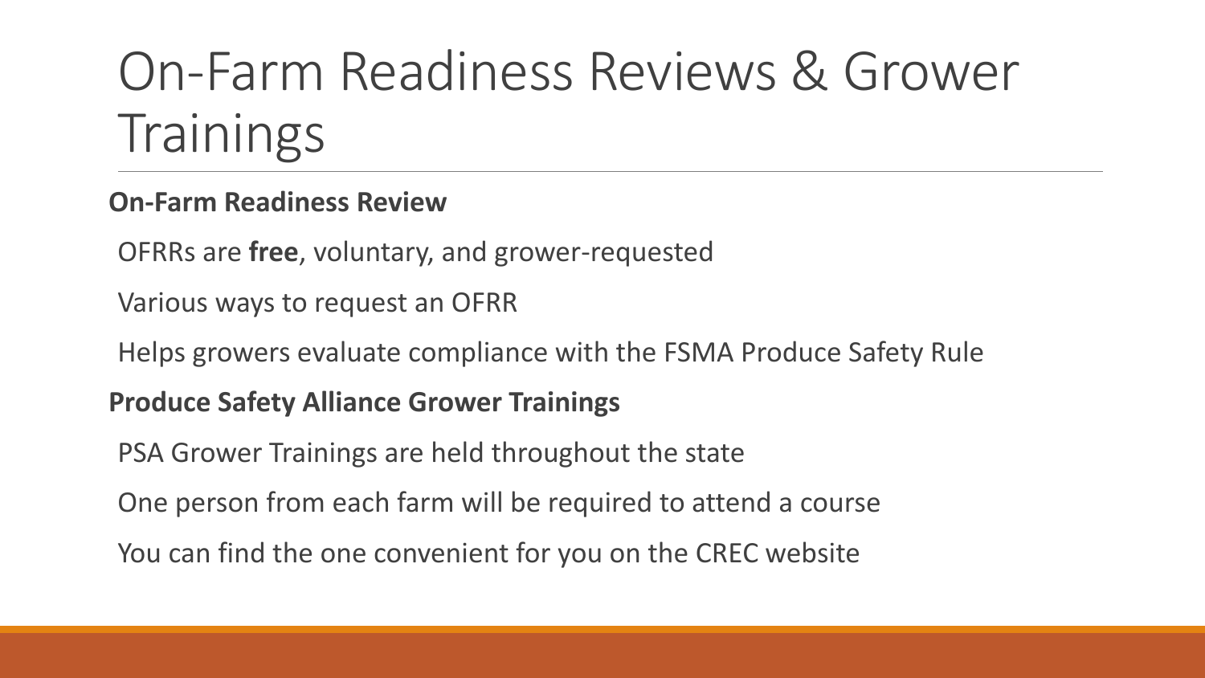# On-Farm Readiness Reviews & Grower Trainings

**On-Farm Readiness Review**

OFRRs are **free**, voluntary, and grower-requested

Various ways to request an OFRR

Helps growers evaluate compliance with the FSMA Produce Safety Rule

**Produce Safety Alliance Grower Trainings**

PSA Grower Trainings are held throughout the state

One person from each farm will be required to attend a course

You can find the one convenient for you on the CREC website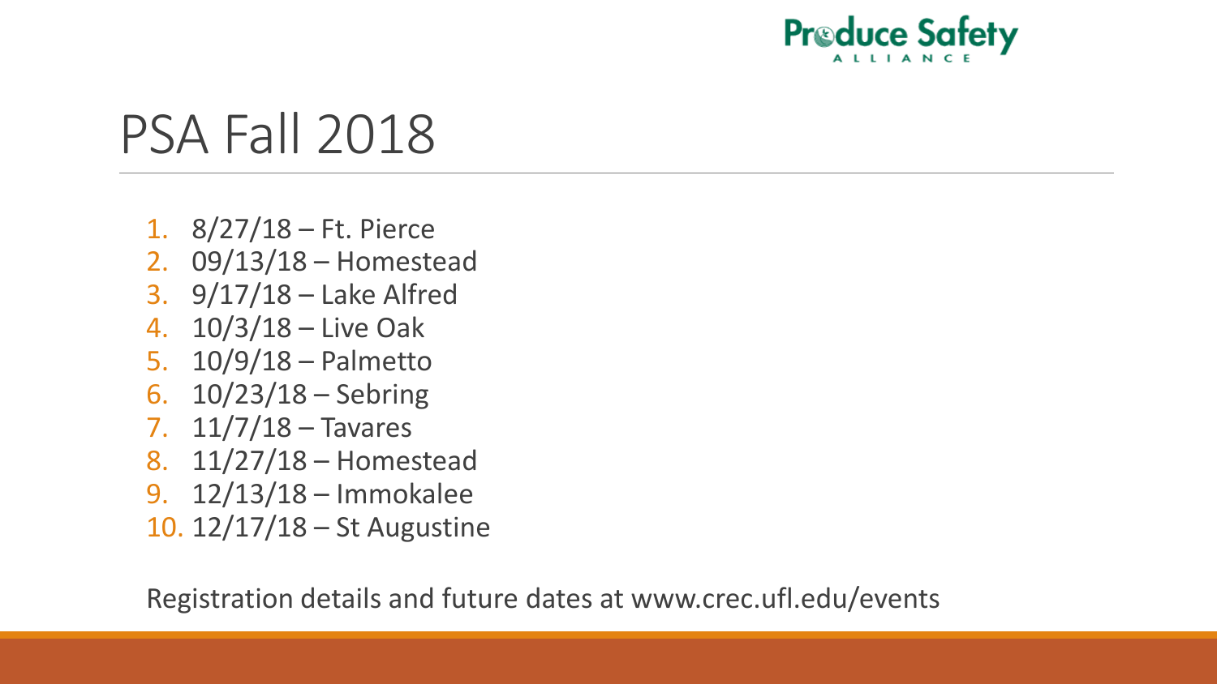Produce Safety Alliance

# PSA Fall 2018

1. 8/27/18 – Ft. Pierce
2. 09/13/18 – Homestead
3. 9/17/18 – Lake Alfred
4. 10/3/18 – Live Oak
5. 10/9/18 – Palmetto
6. 10/23/18 – Sebring
7. 11/7/18 – Tavares
8. 11/27/18 – Homestead
9. 12/13/18 – Immokalee
10. 12/17/18 – St Augustine

Registration details and future dates at www.crec.ufl.edu/events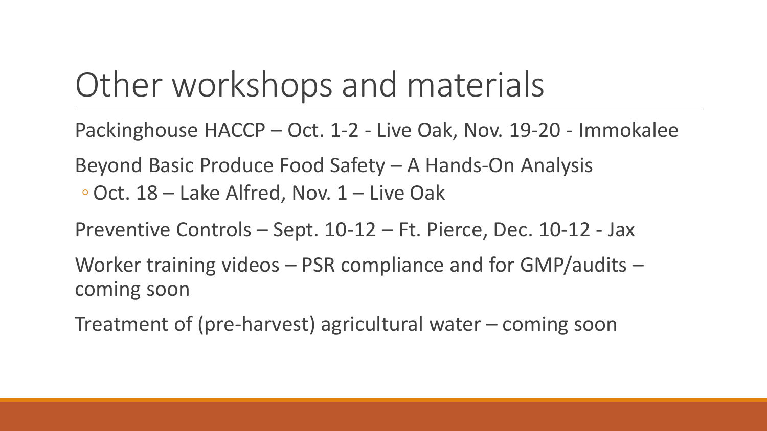# Other workshops and materials

Packinghouse HACCP – Oct. 1-2 - Live Oak, Nov. 19-20 - Immokalee

Beyond Basic Produce Food Safety – A Hands-On Analysis

- Oct. 18 – Lake Alfred, Nov. 1 – Live Oak

Preventive Controls – Sept. 10-12 – Ft. Pierce, Dec. 10-12 - Jax

Worker training videos – PSR compliance and for GMP/audits – coming soon

Treatment of (pre-harvest) agricultural water – coming soon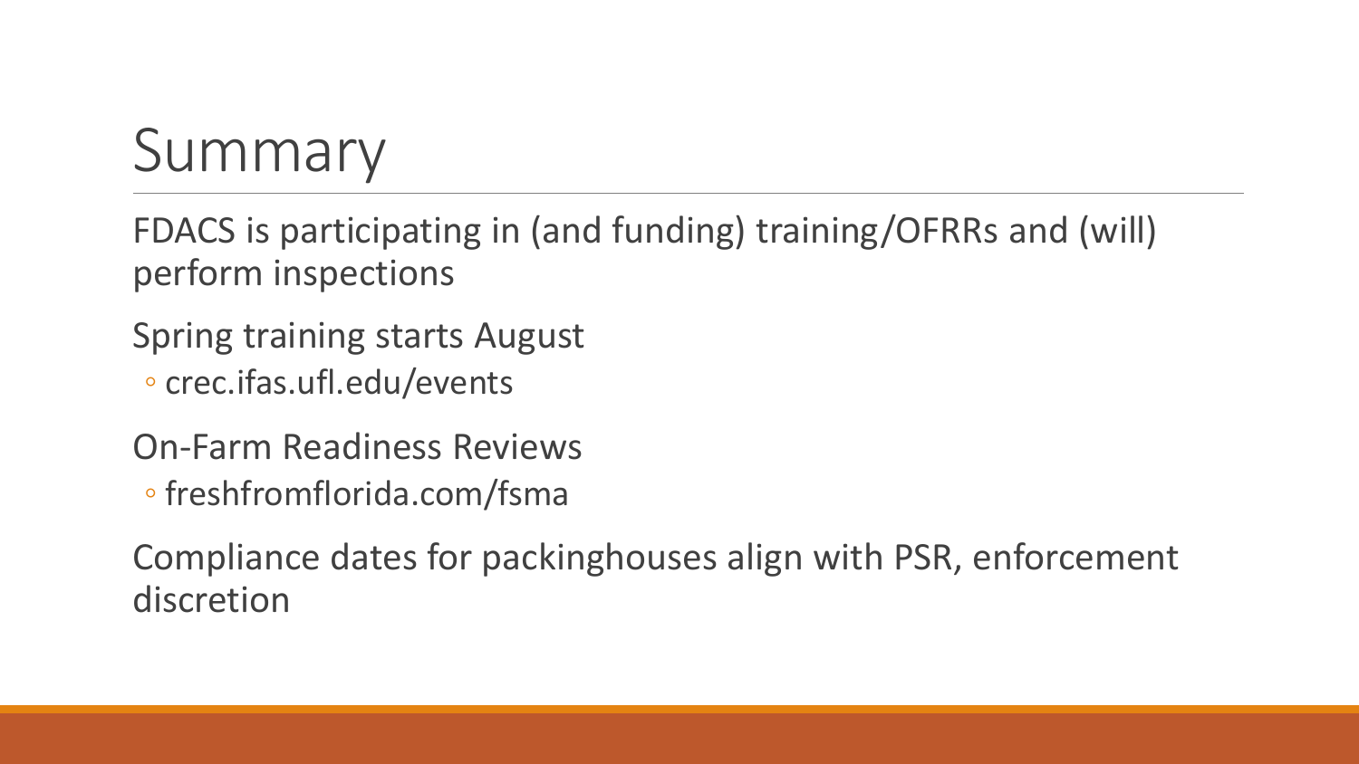# Summary

FDACS is participating in (and funding) training/OFRRs and (will) perform inspections

Spring training starts August

- crec.ifas.ufl.edu/events

On-Farm Readiness Reviews

- freshfromflorida.com/fsma

Compliance dates for packinghouses align with PSR, enforcement discretion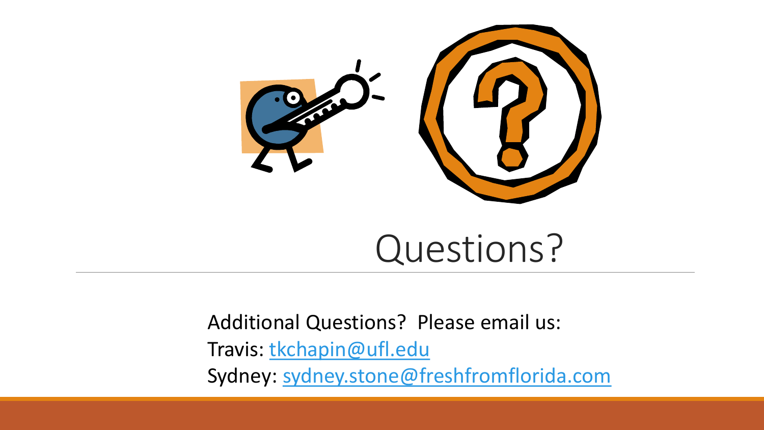# Questions?

Additional Questions? Please email us:

Travis: tkchapin@ufl.edu

Sydney: sydney.stone@freshfromflorida.com